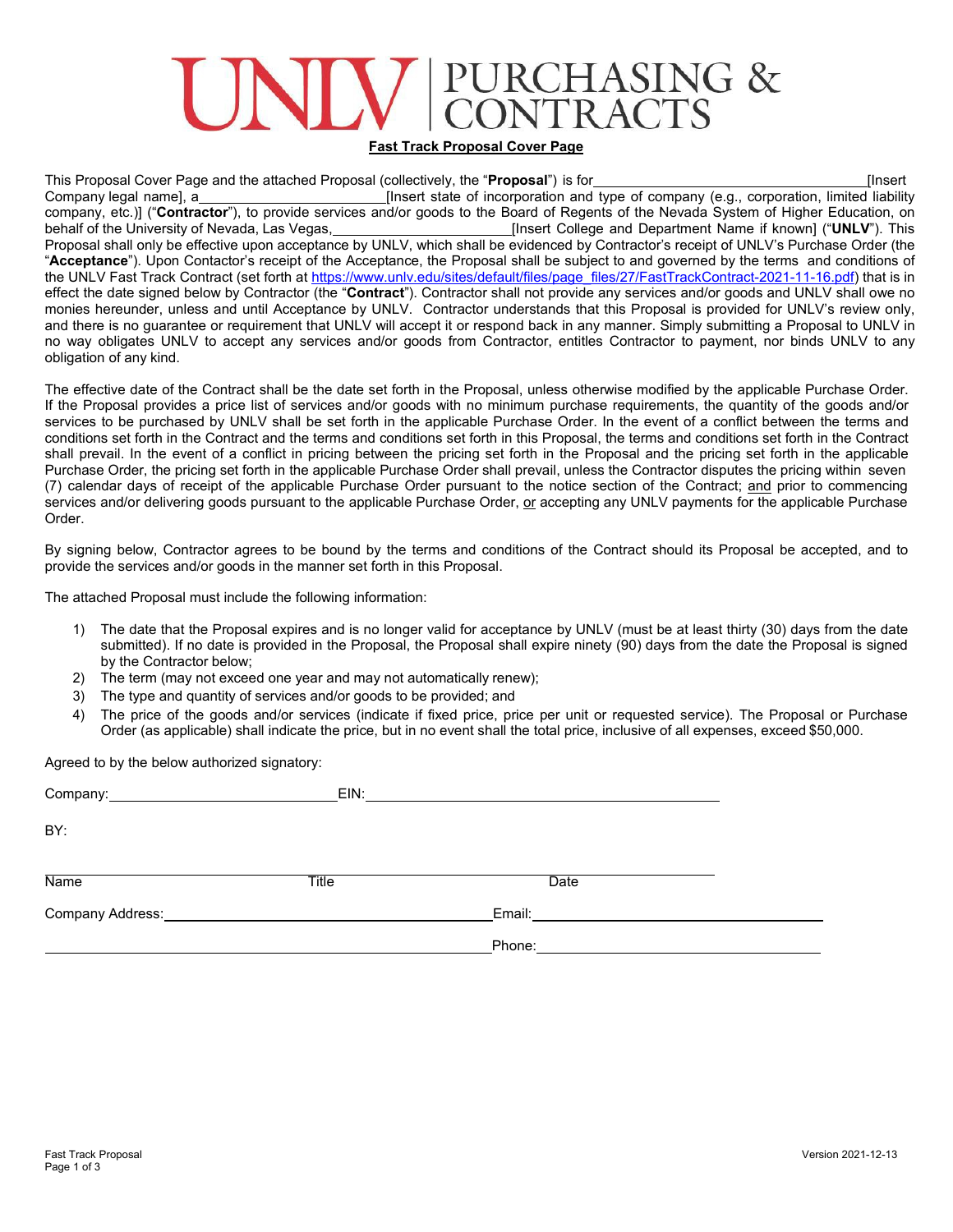# UNLV | PURCHASING & CONTRACTS

**Fast Track Proposal Cover Page**

This Proposal Cover Page and the attached Proposal (collectively, the "**Proposal**") is for \_\_\_\_\_\_\_\_\_\_\_\_\_\_\_\_\_\_\_\_\_\_\_\_\_\_\_\_\_\_\_\_\_\_\_\_ [Insert Company legal name], a \_\_\_\_\_\_\_\_\_\_\_\_\_\_\_\_\_\_\_\_\_\_\_\_\_\_ [Insert state of incorporation and type of company (e.g., corporation, limited liability company, etc.)] ("**Contractor**"), to provide services and/or goods to the Board of Regents of the Nevada System of Higher Education, on behalf of the University of Nevada, Las Vegas, \_\_\_\_\_\_\_\_\_\_\_\_\_\_\_\_\_\_\_\_\_\_\_\_\_\_ [Insert College and Department Name if known] ("**UNLV**"). This Proposal shall only be effective upon acceptance by UNLV, which shall be evidenced by Contractor's receipt of UNLV's Purchase Order (the "**Acceptance**"). Upon Contactor's receipt of the Acceptance, the Proposal shall be subject to and governed by the terms and conditions of the UNLV Fast Track Contract (set forth at https://www.unlv.edu/sites/default/files/page_files/27/FastTrackContract-2021-11-16.pdf) that is in effect the date signed below by Contractor (the "**Contract**"). Contractor shall not provide any services and/or goods and UNLV shall owe no monies hereunder, unless and until Acceptance by UNLV. Contractor understands that this Proposal is provided for UNLV's review only, and there is no guarantee or requirement that UNLV will accept it or respond back in any manner. Simply submitting a Proposal to UNLV in no way obligates UNLV to accept any services and/or goods from Contractor, entitles Contractor to payment, nor binds UNLV to any obligation of any kind.

The effective date of the Contract shall be the date set forth in the Proposal, unless otherwise modified by the applicable Purchase Order. If the Proposal provides a price list of services and/or goods with no minimum purchase requirements, the quantity of the goods and/or services to be purchased by UNLV shall be set forth in the applicable Purchase Order. In the event of a conflict between the terms and conditions set forth in the Contract and the terms and conditions set forth in this Proposal, the terms and conditions set forth in the Contract shall prevail. In the event of a conflict in pricing between the pricing set forth in the Proposal and the pricing set forth in the applicable Purchase Order, the pricing set forth in the applicable Purchase Order shall prevail, unless the Contractor disputes the pricing within seven (7) calendar days of receipt of the applicable Purchase Order pursuant to the notice section of the Contract; <u>and</u> prior to commencing services and/or delivering goods pursuant to the applicable Purchase Order, <u>or</u> accepting any UNLV payments for the applicable Purchase Order.

By signing below, Contractor agrees to be bound by the terms and conditions of the Contract should its Proposal be accepted, and to provide the services and/or goods in the manner set forth in this Proposal.

The attached Proposal must include the following information:

1) The date that the Proposal expires and is no longer valid for acceptance by UNLV (must be at least thirty (30) days from the date submitted). If no date is provided in the Proposal, the Proposal shall expire ninety (90) days from the date the Proposal is signed by the Contractor below;
2) The term (may not exceed one year and may not automatically renew);
3) The type and quantity of services and/or goods to be provided; and
4) The price of the goods and/or services (indicate if fixed price, price per unit or requested service). The Proposal or Purchase Order (as applicable) shall indicate the price, but in no event shall the total price, inclusive of all expenses, exceed $50,000.

Agreed to by the below authorized signatory:

Company: \_\_\_\_\_\_\_\_\_\_\_\_\_\_\_\_\_\_\_\_\_\_\_\_\_\_\_\_ EIN: \_\_\_\_\_\_\_\_\_\_\_\_\_\_\_\_\_\_\_\_\_\_\_\_\_\_\_\_\_\_\_\_\_\_\_\_\_\_\_\_\_\_\_\_

BY:

\_\_\_\_\_\_\_\_\_\_\_\_\_\_\_\_\_\_\_\_\_\_\_\_\_\_\_\_\_\_\_\_\_\_\_\_\_\_\_\_\_\_\_\_\_\_\_\_\_\_\_\_\_\_\_\_\_\_\_\_\_\_\_\_\_\_\_\_\_\_\_\_\_\_\_\_\_\_\_\_\_\_\_\_\_\_\_\_

Name Title Date

Company Address: \_\_\_\_\_\_\_\_\_\_\_\_\_\_\_\_\_\_\_\_\_\_\_\_\_\_\_\_\_\_\_\_\_\_\_\_\_\_\_\_ Email: \_\_\_\_\_\_\_\_\_\_\_\_\_\_\_\_\_\_\_\_\_\_\_\_\_\_\_\_\_\_\_\_\_\_\_\_

\_\_\_\_\_\_\_\_\_\_\_\_\_\_\_\_\_\_\_\_\_\_\_\_\_\_\_\_\_\_\_\_\_\_\_\_\_\_\_\_\_\_\_\_\_\_\_\_\_\_\_\_\_\_\_\_ Phone: \_\_\_\_\_\_\_\_\_\_\_\_\_\_\_\_\_\_\_\_\_\_\_\_\_\_\_\_\_\_\_\_\_\_\_\_

Fast Track Proposal

Version 2021-12-13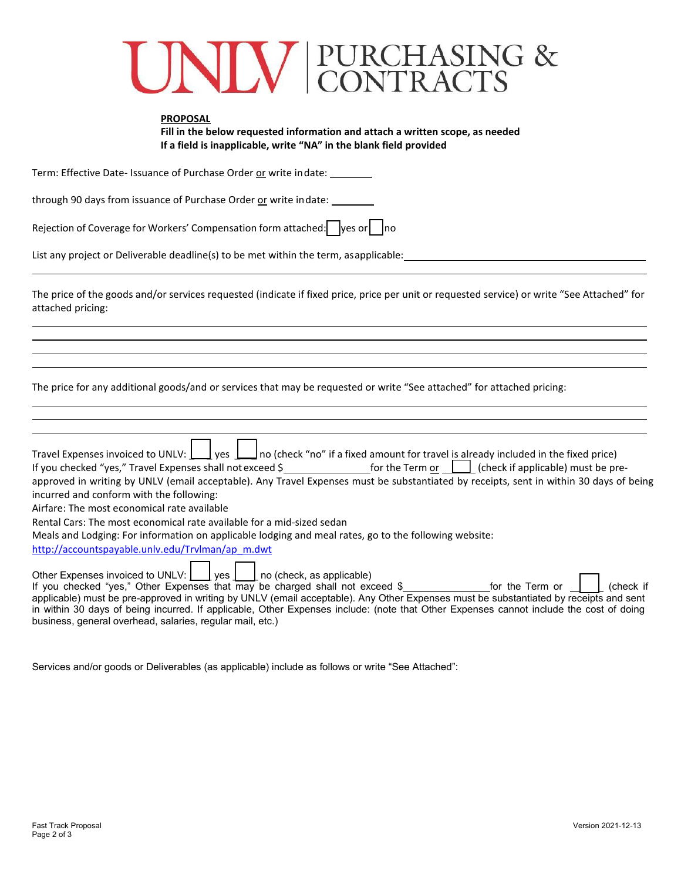UNLV | PURCHASING & CONTRACTS

**PROPOSAL**

**Fill in the below requested information and attach a written scope, as needed**
**If a field is inapplicable, write "NA" in the blank field provided**

Term: Effective Date- Issuance of Purchase Order or write in date: ________

through 90 days from issuance of Purchase Order or write in date: ________

Rejection of Coverage for Workers' Compensation form attached: ☐ yes or ☐ no

List any project or Deliverable deadline(s) to be met within the term, as applicable: ______________________________

______________________________________________________________________

The price of the goods and/or services requested (indicate if fixed price, price per unit or requested service) or write "See Attached" for attached pricing:

______________________________________________________________________

______________________________________________________________________

______________________________________________________________________

______________________________________________________________________

The price for any additional goods/and or services that may be requested or write "See attached" for attached pricing:

______________________________________________________________________

______________________________________________________________________

______________________________________________________________________

Travel Expenses invoiced to UNLV: ☐ yes ☐ no (check "no" if a fixed amount for travel is already included in the fixed price)
If you checked "yes," Travel Expenses shall not exceed $______________ for the Term or ☐ (check if applicable) must be pre-approved in writing by UNLV (email acceptable). Any Travel Expenses must be substantiated by receipts, sent in within 30 days of being incurred and conform with the following:
Airfare: The most economical rate available
Rental Cars: The most economical rate available for a mid-sized sedan
Meals and Lodging: For information on applicable lodging and meal rates, go to the following website:
http://accountspayable.unlv.edu/Trvlman/ap_m.dwt

Other Expenses invoiced to UNLV: ☐ yes ☐ no (check, as applicable)
If you checked "yes," Other Expenses that may be charged shall not exceed $______________ for the Term or ☐ (check if applicable) must be pre-approved in writing by UNLV (email acceptable). Any Other Expenses must be substantiated by receipts and sent in within 30 days of being incurred. If applicable, Other Expenses include: (note that Other Expenses cannot include the cost of doing business, general overhead, salaries, regular mail, etc.)

Services and/or goods or Deliverables (as applicable) include as follows or write "See Attached":

Fast Track Proposal
Version 2021-12-13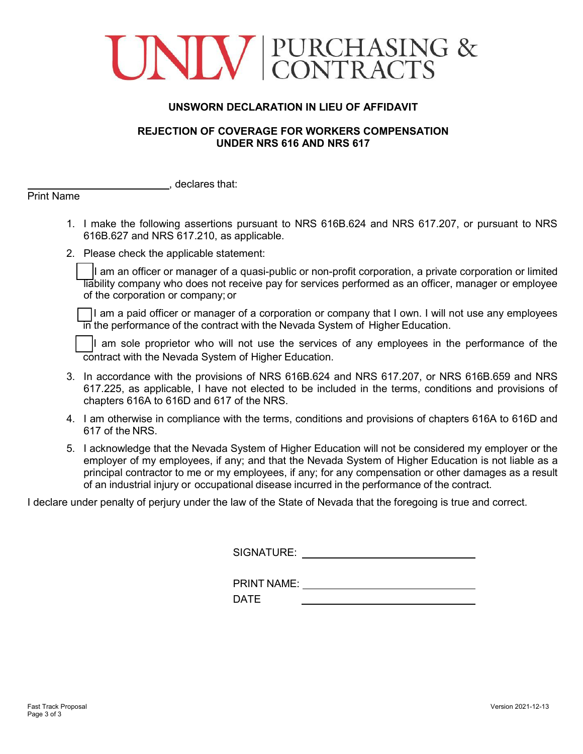UNLV | PURCHASING & CONTRACTS

**UNSWORN DECLARATION IN LIEU OF AFFIDAVIT**

**REJECTION OF COVERAGE FOR WORKERS COMPENSATION UNDER NRS 616 AND NRS 617**

\_\_\_\_\_\_\_\_\_\_\_\_\_\_\_\_\_\_\_\_\_\_\_\_\_\_\_\_, declares that:
Print Name

1. I make the following assertions pursuant to NRS 616B.624 and NRS 617.207, or pursuant to NRS 616B.627 and NRS 617.210, as applicable.
2. Please check the applicable statement:

   ☐ I am an officer or manager of a quasi-public or non-profit corporation, a private corporation or limited liability company who does not receive pay for services performed as an officer, manager or employee of the corporation or company; or

   ☐ I am a paid officer or manager of a corporation or company that I own. I will not use any employees in the performance of the contract with the Nevada System of Higher Education.

   ☐ I am sole proprietor who will not use the services of any employees in the performance of the contract with the Nevada System of Higher Education.
3. In accordance with the provisions of NRS 616B.624 and NRS 617.207, or NRS 616B.659 and NRS 617.225, as applicable, I have not elected to be included in the terms, conditions and provisions of chapters 616A to 616D and 617 of the NRS.
4. I am otherwise in compliance with the terms, conditions and provisions of chapters 616A to 616D and 617 of the NRS.
5. I acknowledge that the Nevada System of Higher Education will not be considered my employer or the employer of my employees, if any; and that the Nevada System of Higher Education is not liable as a principal contractor to me or my employees, if any; for any compensation or other damages as a result of an industrial injury or occupational disease incurred in the performance of the contract.

I declare under penalty of perjury under the law of the State of Nevada that the foregoing is true and correct.

SIGNATURE: \_\_\_\_\_\_\_\_\_\_\_\_\_\_\_\_\_\_\_\_\_\_\_\_\_\_\_\_

PRINT NAME: \_\_\_\_\_\_\_\_\_\_\_\_\_\_\_\_\_\_\_\_\_\_\_\_\_\_\_\_

DATE \_\_\_\_\_\_\_\_\_\_\_\_\_\_\_\_\_\_\_\_\_\_\_\_\_\_\_\_

Fast Track Proposal

Version 2021-12-13